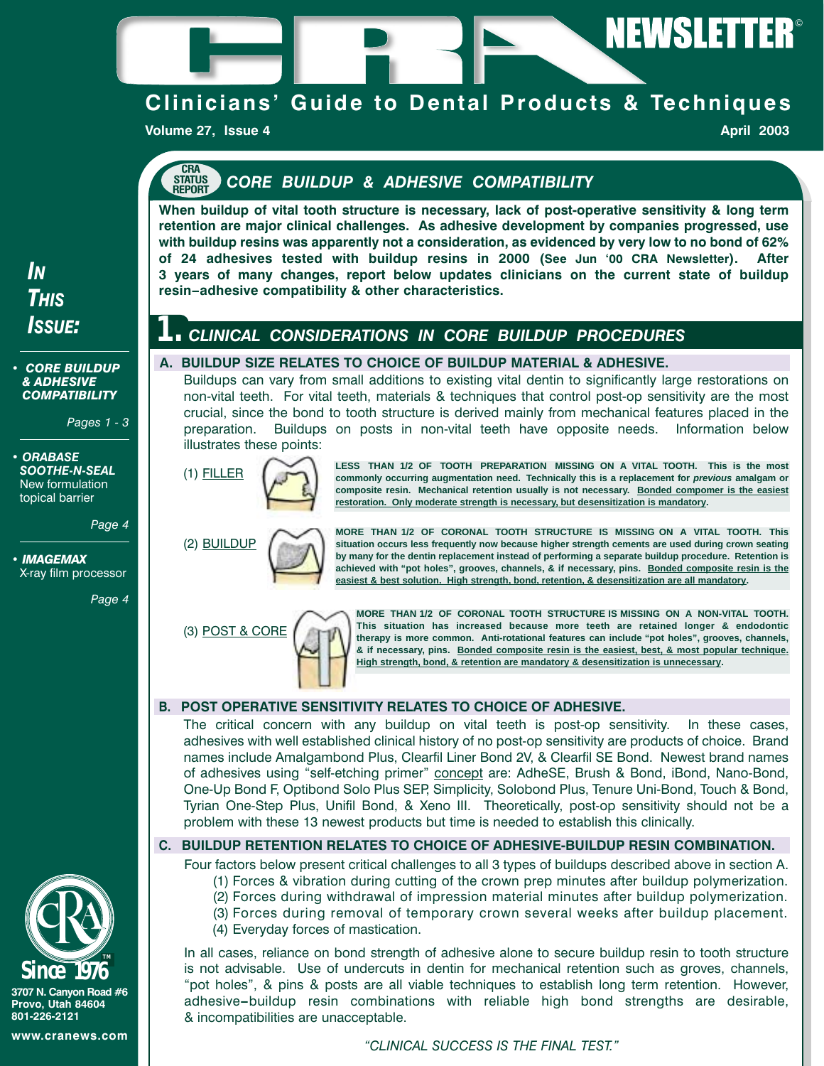# CRA NEWSLETTER©

## Clinicians' Guide to Dental Products & Techniques

Volume 27, Issue 4 — April 2003

**IN THIS ISSUE:**

- **CORE BUILDUP & ADHESIVE COMPATIBILITY** — Pages 1 - 3
- **ORABASE SOOTHE-N-SEAL** New formulation topical barrier — Page 4
- **IMAGEMAX** X-ray film processor — Page 4

## CRA STATUS REPORT: CORE BUILDUP & ADHESIVE COMPATIBILITY

**When buildup of vital tooth structure is necessary, lack of post-operative sensitivity & long term retention are major clinical challenges. As adhesive development by companies progressed, use with buildup resins was apparently not a consideration, as evidenced by very low to no bond of 62% of 24 adhesives tested with buildup resins in 2000 (See Jun '00 CRA Newsletter). After 3 years of many changes, report below updates clinicians on the current state of buildup resin–adhesive compatibility & other characteristics.**

## 1. CLINICAL CONSIDERATIONS IN CORE BUILDUP PROCEDURES

### A. BUILDUP SIZE RELATES TO CHOICE OF BUILDUP MATERIAL & ADHESIVE.

Buildups can vary from small additions to existing vital dentin to significantly large restorations on non-vital teeth. For vital teeth, materials & techniques that control post-op sensitivity are the most crucial, since the bond to tooth structure is derived mainly from mechanical features placed in the preparation. Buildups on posts in non-vital teeth have opposite needs. Information below illustrates these points:

(1) FILLER — **LESS THAN 1/2 OF TOOTH PREPARATION MISSING ON A VITAL TOOTH. This is the most commonly occurring augmentation need. Technically this is a replacement for *previous* amalgam or composite resin. Mechanical retention usually is not necessary. Bonded compomer is the easiest restoration. Only moderate strength is necessary, but desensitization is mandatory.**

(2) BUILDUP — **MORE THAN 1/2 OF CORONAL TOOTH STRUCTURE IS MISSING ON A VITAL TOOTH. This situation occurs less frequently now because higher strength cements are used during crown seating by many for the dentin replacement instead of performing a separate buildup procedure. Retention is achieved with "pot holes", grooves, channels, & if necessary, pins. Bonded composite resin is the easiest & best solution. High strength, bond, retention, & desensitization are all mandatory.**

(3) POST & CORE — **MORE THAN 1/2 OF CORONAL TOOTH STRUCTURE IS MISSING ON A NON-VITAL TOOTH. This situation has increased because more teeth are retained longer & endodontic therapy is more common. Anti-rotational features can include "pot holes", grooves, channels, & if necessary, pins. Bonded composite resin is the easiest, best, & most popular technique. High strength, bond, & retention are mandatory & desensitization is unnecessary.**

### B. POST OPERATIVE SENSITIVITY RELATES TO CHOICE OF ADHESIVE.

The critical concern with any buildup on vital teeth is post-op sensitivity. In these cases, adhesives with well established clinical history of no post-op sensitivity are products of choice. Brand names include Amalgambond Plus, Clearfil Liner Bond 2V, & Clearfil SE Bond. Newest brand names of adhesives using "self-etching primer" concept are: AdheSE, Brush & Bond, iBond, Nano-Bond, One-Up Bond F, Optibond Solo Plus SEP, Simplicity, Solobond Plus, Tenure Uni-Bond, Touch & Bond, Tyrian One-Step Plus, Unifil Bond, & Xeno III. Theoretically, post-op sensitivity should not be a problem with these 13 newest products but time is needed to establish this clinically.

### C. BUILDUP RETENTION RELATES TO CHOICE OF ADHESIVE-BUILDUP RESIN COMBINATION.

Four factors below present critical challenges to all 3 types of buildups described above in section A.

1. Forces & vibration during cutting of the crown prep minutes after buildup polymerization.
2. Forces during withdrawal of impression material minutes after buildup polymerization.
3. Forces during removal of temporary crown several weeks after buildup placement.
4. Everyday forces of mastication.

In all cases, reliance on bond strength of adhesive alone to secure buildup resin to tooth structure is not advisable. Use of undercuts in dentin for mechanical retention such as groves, channels, "pot holes", & pins & posts are all viable techniques to establish long term retention. However, adhesive–buildup resin combinations with reliable high bond strengths are desirable, & incompatibilities are unacceptable.

*"CLINICAL SUCCESS IS THE FINAL TEST."*

CRA Since 1976™
3707 N. Canyon Road #6
Provo, Utah 84604
801-226-2121
www.cranews.com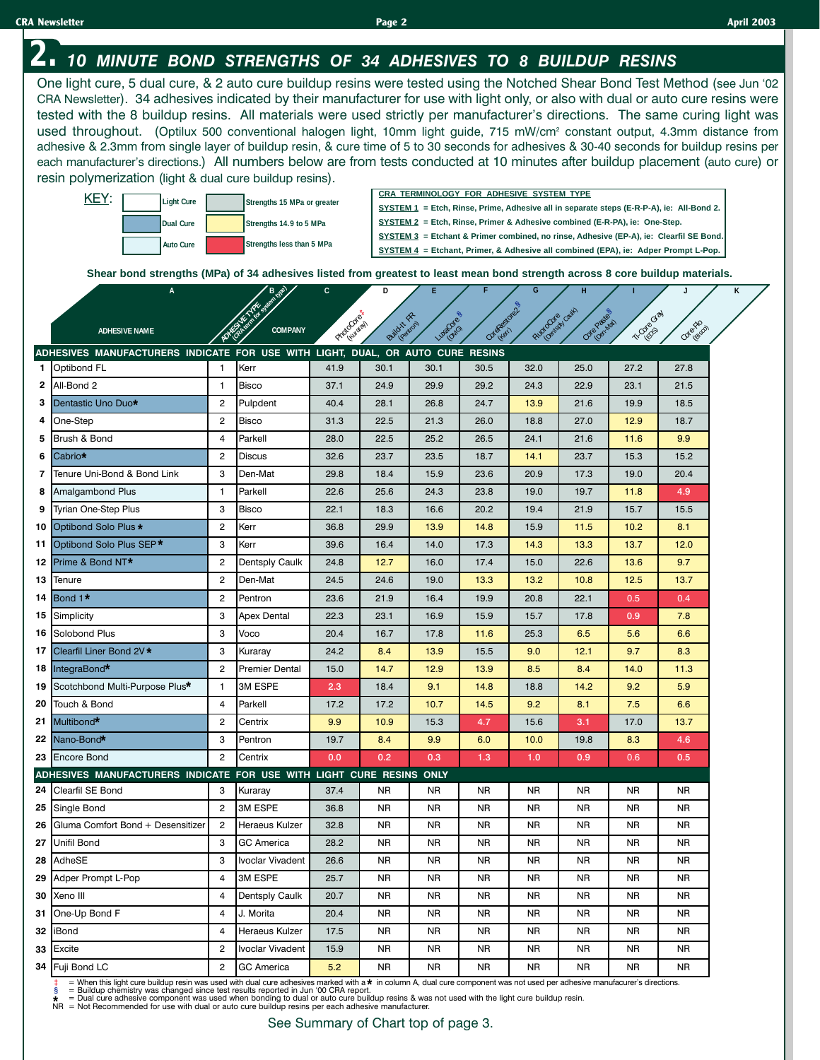# 2. 10 MINUTE BOND STRENGTHS OF 34 ADHESIVES TO 8 BUILDUP RESINS

One light cure, 5 dual cure, & 2 auto cure buildup resins were tested using the Notched Shear Bond Test Method (see Jun '02 CRA Newsletter). 34 adhesives indicated by their manufacturer for use with light only, or also with dual or auto cure resins were tested with the 8 buildup resins. All materials were used strictly per manufacturer's directions. The same curing light was used throughout. (Optilux 500 conventional halogen light, 10mm light guide, 715 mW/cm² constant output, 4.3mm distance from adhesive & 2.3mm from single layer of buildup resin, & cure time of 5 to 30 seconds for adhesives & 30-40 seconds for buildup resins per each manufacturer's directions.) All numbers below are from tests conducted at 10 minutes after buildup placement (auto cure) or resin polymerization (light & dual cure buildup resins).

KEY:
- Light Cure (white)
- Dual Cure (blue)
- Auto Cure (light blue)
- Strengths 15 MPa or greater (gray)
- Strengths 14.9 to 5 MPa (yellow)
- Strengths less than 5 MPa (red)

**CRA TERMINOLOGY FOR ADHESIVE SYSTEM TYPE**
- SYSTEM 1 = Etch, Rinse, Prime, Adhesive all in separate steps (E-R-P-A), ie: All-Bond 2.
- SYSTEM 2 = Etch, Rinse, Primer & Adhesive combined (E-R-PA), ie: One-Step.
- SYSTEM 3 = Etchant & Primer combined, no rinse, Adhesive (EP-A), ie: Clearfil SE Bond.
- SYSTEM 4 = Etchant, Primer, & Adhesive all combined (EPA), ie: Adper Prompt L-Pop.

**Shear bond strengths (MPa) of 34 adhesives listed from greatest to least mean bond strength across 8 core buildup materials.**

| | A: Adhesive Name | B: Adhesive Type (CRA term for system type) | Company | C: PhotoCore‡ (Kuraray) | D: Build-It FR (Pentron) | E: LuxaCore§ (DMG) | F: CoreRestore2§ (Kerr) | G: FluoroCore (Dentsply Caulk) | H: Core Paste§ (Den-Mat) | I: Ti-Core Gray (EDS) | J: Core-Flo (Bisco) |
|---|---|---|---|---|---|---|---|---|---|---|---|
| | **ADHESIVES MANUFACTURERS INDICATE FOR USE WITH LIGHT, DUAL, OR AUTO CURE RESINS** | | | | | | | | | | |
| 1 | Optibond FL | 1 | Kerr | 41.9 | 30.1 | 30.1 | 30.5 | 32.0 | 25.0 | 27.2 | 27.8 |
| 2 | All-Bond 2 | 1 | Bisco | 37.1 | 24.9 | 29.9 | 29.2 | 24.3 | 22.9 | 23.1 | 21.5 |
| 3 | Dentastic Uno Duo* | 2 | Pulpdent | 40.4 | 28.1 | 26.8 | 24.7 | 13.9 | 21.6 | 19.9 | 18.5 |
| 4 | One-Step | 2 | Bisco | 31.3 | 22.5 | 21.3 | 26.0 | 18.8 | 27.0 | 12.9 | 18.7 |
| 5 | Brush & Bond | 4 | Parkell | 28.0 | 22.5 | 25.2 | 26.5 | 24.1 | 21.6 | 11.6 | 9.9 |
| 6 | Cabrio* | 2 | Discus | 32.6 | 23.7 | 23.5 | 18.7 | 14.1 | 23.7 | 15.3 | 15.2 |
| 7 | Tenure Uni-Bond & Bond Link | 3 | Den-Mat | 29.8 | 18.4 | 15.9 | 23.6 | 20.9 | 17.3 | 19.0 | 20.4 |
| 8 | Amalgambond Plus | 1 | Parkell | 22.6 | 25.6 | 24.3 | 23.8 | 19.0 | 19.7 | 11.8 | 4.9 |
| 9 | Tyrian One-Step Plus | 3 | Bisco | 22.1 | 18.3 | 16.6 | 20.2 | 19.4 | 21.9 | 15.7 | 15.5 |
| 10 | Optibond Solo Plus* | 2 | Kerr | 36.8 | 29.9 | 13.9 | 14.8 | 15.9 | 11.5 | 10.2 | 8.1 |
| 11 | Optibond Solo Plus SEP* | 3 | Kerr | 39.6 | 16.4 | 14.0 | 17.3 | 14.3 | 13.3 | 13.7 | 12.0 |
| 12 | Prime & Bond NT* | 2 | Dentsply Caulk | 24.8 | 12.7 | 16.0 | 17.4 | 15.0 | 22.6 | 13.6 | 9.7 |
| 13 | Tenure | 2 | Den-Mat | 24.5 | 24.6 | 19.0 | 13.3 | 13.2 | 10.8 | 12.5 | 13.7 |
| 14 | Bond 1* | 2 | Pentron | 23.6 | 21.9 | 16.4 | 19.9 | 20.8 | 22.1 | 0.5 | 0.4 |
| 15 | Simplicity | 3 | Apex Dental | 22.3 | 23.1 | 16.9 | 15.9 | 15.7 | 17.8 | 0.9 | 7.8 |
| 16 | Solobond Plus | 3 | Voco | 20.4 | 16.7 | 17.8 | 11.6 | 25.3 | 6.5 | 5.6 | 6.6 |
| 17 | Clearfil Liner Bond 2V* | 3 | Kuraray | 24.2 | 8.4 | 13.9 | 15.5 | 9.0 | 12.1 | 9.7 | 8.3 |
| 18 | IntegraBond* | 2 | Premier Dental | 15.0 | 14.7 | 12.9 | 13.9 | 8.5 | 8.4 | 14.0 | 11.3 |
| 19 | Scotchbond Multi-Purpose Plus* | 1 | 3M ESPE | 2.3 | 18.4 | 9.1 | 14.8 | 18.8 | 14.2 | 9.2 | 5.9 |
| 20 | Touch & Bond | 4 | Parkell | 17.2 | 17.2 | 10.7 | 14.5 | 9.2 | 8.1 | 7.5 | 6.6 |
| 21 | Multibond* | 2 | Centrix | 9.9 | 10.9 | 15.3 | 4.7 | 15.6 | 3.1 | 17.0 | 13.7 |
| 22 | Nano-Bond* | 3 | Pentron | 19.7 | 8.4 | 9.9 | 6.0 | 10.0 | 19.8 | 8.3 | 4.6 |
| 23 | Encore Bond | 2 | Centrix | 0.0 | 0.2 | 0.3 | 1.3 | 1.0 | 0.9 | 0.6 | 0.5 |
| | **ADHESIVES MANUFACTURERS INDICATE FOR USE WITH LIGHT CURE RESINS ONLY** | | | | | | | | | | |
| 24 | Clearfil SE Bond | 3 | Kuraray | 37.4 | NR | NR | NR | NR | NR | NR | NR |
| 25 | Single Bond | 2 | 3M ESPE | 36.8 | NR | NR | NR | NR | NR | NR | NR |
| 26 | Gluma Comfort Bond + Desensitizer | 2 | Heraeus Kulzer | 32.8 | NR | NR | NR | NR | NR | NR | NR |
| 27 | Unifil Bond | 3 | GC America | 28.2 | NR | NR | NR | NR | NR | NR | NR |
| 28 | AdheSE | 3 | Ivoclar Vivadent | 26.6 | NR | NR | NR | NR | NR | NR | NR |
| 29 | Adper Prompt L-Pop | 4 | 3M ESPE | 25.7 | NR | NR | NR | NR | NR | NR | NR |
| 30 | Xeno III | 4 | Dentsply Caulk | 20.7 | NR | NR | NR | NR | NR | NR | NR |
| 31 | One-Up Bond F | 4 | J. Morita | 20.4 | NR | NR | NR | NR | NR | NR | NR |
| 32 | iBond | 4 | Heraeus Kulzer | 17.5 | NR | NR | NR | NR | NR | NR | NR |
| 33 | Excite | 2 | Ivoclar Vivadent | 15.9 | NR | NR | NR | NR | NR | NR | NR |
| 34 | Fuji Bond LC | 2 | GC America | 5.2 | NR | NR | NR | NR | NR | NR | NR |

‡ = When this light cure buildup resin was used with dual cure adhesives marked with a * in column A, dual cure component was not used per adhesive manufacurer's directions.
§ = Buildup chemistry was changed since test results reported in Jun '00 CRA report.
* = Dual cure adhesive component was used when bonding to dual or auto cure buildup resins & was not used with the light cure buildup resin.
NR = Not Recommended for use with dual or auto cure buildup resins per each adhesive manufacturer.

See Summary of Chart top of page 3.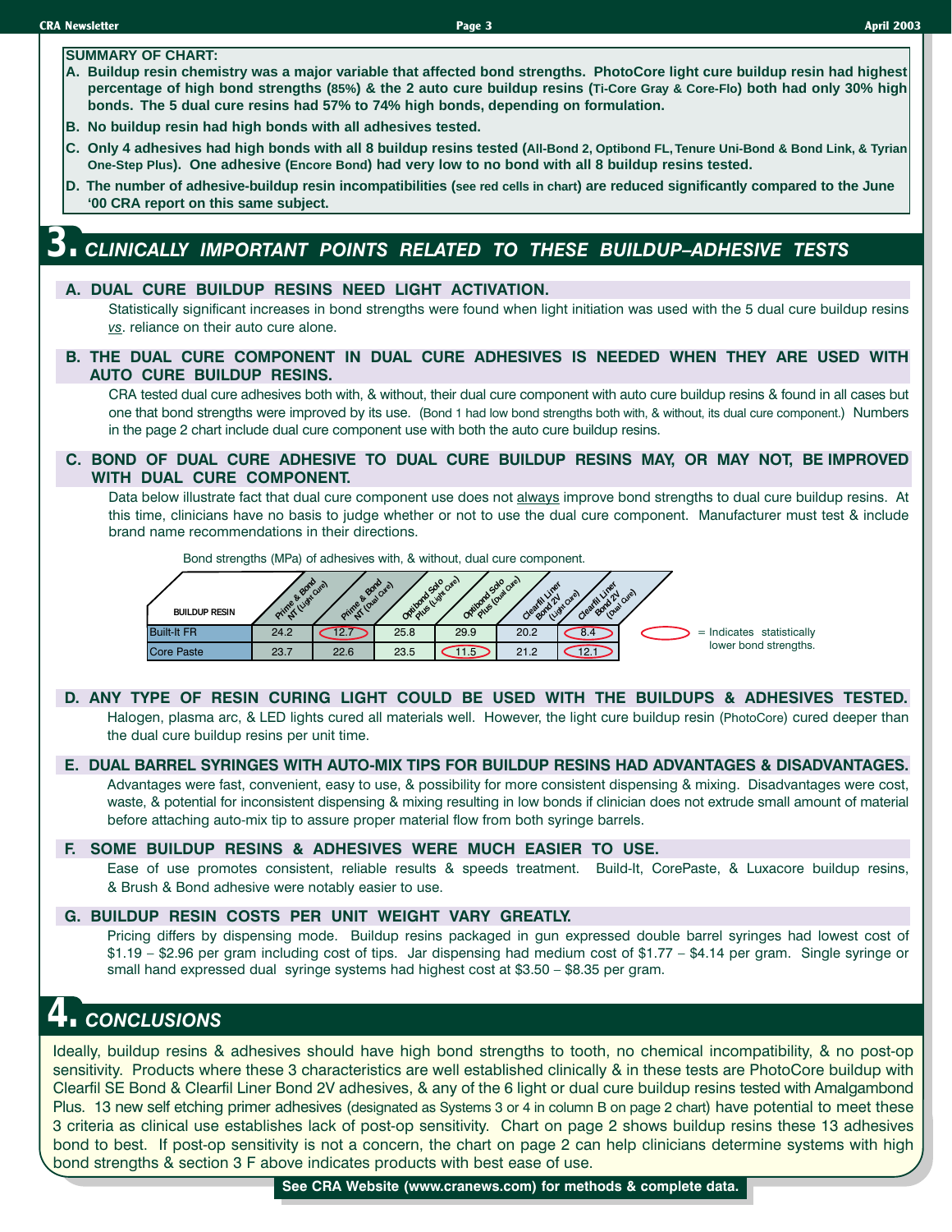**SUMMARY OF CHART:**

A. **Buildup resin chemistry was a major variable that affected bond strengths. PhotoCore light cure buildup resin had highest percentage of high bond strengths (85%) & the 2 auto cure buildup resins (Ti-Core Gray & Core-Flo) both had only 30% high bonds. The 5 dual cure resins had 57% to 74% high bonds, depending on formulation.**

B. **No buildup resin had high bonds with all adhesives tested.**

C. **Only 4 adhesives had high bonds with all 8 buildup resins tested (All-Bond 2, Optibond FL, Tenure Uni-Bond & Bond Link, & Tyrian One-Step Plus). One adhesive (Encore Bond) had very low to no bond with all 8 buildup resins tested.**

D. **The number of adhesive-buildup resin incompatibilities (see red cells in chart) are reduced significantly compared to the June '00 CRA report on this same subject.**

## 3. *CLINICALLY IMPORTANT POINTS RELATED TO THESE BUILDUP–ADHESIVE TESTS*

### A. DUAL CURE BUILDUP RESINS NEED LIGHT ACTIVATION.

Statistically significant increases in bond strengths were found when light initiation was used with the 5 dual cure buildup resins *vs*. reliance on their auto cure alone.

### B. THE DUAL CURE COMPONENT IN DUAL CURE ADHESIVES IS NEEDED WHEN THEY ARE USED WITH AUTO CURE BUILDUP RESINS.

CRA tested dual cure adhesives both with, & without, their dual cure component with auto cure buildup resins & found in all cases but one that bond strengths were improved by its use. (Bond 1 had low bond strengths both with, & without, its dual cure component.) Numbers in the page 2 chart include dual cure component use with both the auto cure buildup resins.

### C. BOND OF DUAL CURE ADHESIVE TO DUAL CURE BUILDUP RESINS MAY, OR MAY NOT, BE IMPROVED WITH DUAL CURE COMPONENT.

Data below illustrate fact that dual cure component use does not always improve bond strengths to dual cure buildup resins. At this time, clinicians have no basis to judge whether or not to use the dual cure component. Manufacturer must test & include brand name recommendations in their directions.

Bond strengths (MPa) of adhesives with, & without, dual cure component.

| BUILDUP RESIN | Prime & Bond NT (Light Cure) | Prime & Bond NT (Dual Cure) | Optibond Solo Plus (Light Cure) | Optibond Solo Plus (Dual Cure) | Clearfil Liner Bond 2V (Light Cure) | Clearfil Liner Bond 2V (Dual Cure) |
|---|---|---|---|---|---|---|
| Built-It FR | 24.2 | 12.7* | 25.8 | 29.9 | 20.2 | 8.4* |
| Core Paste | 23.7 | 22.6 | 23.5 | 11.5* | 21.2 | 12.1* |

\* (circled) = Indicates statistically lower bond strengths.

### D. ANY TYPE OF RESIN CURING LIGHT COULD BE USED WITH THE BUILDUPS & ADHESIVES TESTED.

Halogen, plasma arc, & LED lights cured all materials well. However, the light cure buildup resin (PhotoCore) cured deeper than the dual cure buildup resins per unit time.

### E. DUAL BARREL SYRINGES WITH AUTO-MIX TIPS FOR BUILDUP RESINS HAD ADVANTAGES & DISADVANTAGES.

Advantages were fast, convenient, easy to use, & possibility for more consistent dispensing & mixing. Disadvantages were cost, waste, & potential for inconsistent dispensing & mixing resulting in low bonds if clinician does not extrude small amount of material before attaching auto-mix tip to assure proper material flow from both syringe barrels.

### F. SOME BUILDUP RESINS & ADHESIVES WERE MUCH EASIER TO USE.

Ease of use promotes consistent, reliable results & speeds treatment. Build-It, CorePaste, & Luxacore buildup resins, & Brush & Bond adhesive were notably easier to use.

### G. BUILDUP RESIN COSTS PER UNIT WEIGHT VARY GREATLY.

Pricing differs by dispensing mode. Buildup resins packaged in gun expressed double barrel syringes had lowest cost of \$1.19 – \$2.96 per gram including cost of tips. Jar dispensing had medium cost of \$1.77 – \$4.14 per gram. Single syringe or small hand expressed dual syringe systems had highest cost at \$3.50 – \$8.35 per gram.

## 4. *CONCLUSIONS*

Ideally, buildup resins & adhesives should have high bond strengths to tooth, no chemical incompatibility, & no post-op sensitivity. Products where these 3 characteristics are well established clinically & in these tests are PhotoCore buildup with Clearfil SE Bond & Clearfil Liner Bond 2V adhesives, & any of the 6 light or dual cure buildup resins tested with Amalgambond Plus. 13 new self etching primer adhesives (designated as Systems 3 or 4 in column B on page 2 chart) have potential to meet these 3 criteria as clinical use establishes lack of post-op sensitivity. Chart on page 2 shows buildup resins these 13 adhesives bond to best. If post-op sensitivity is not a concern, the chart on page 2 can help clinicians determine systems with high bond strengths & section 3 F above indicates products with best ease of use.

**See CRA Website (www.cranews.com) for methods & complete data.**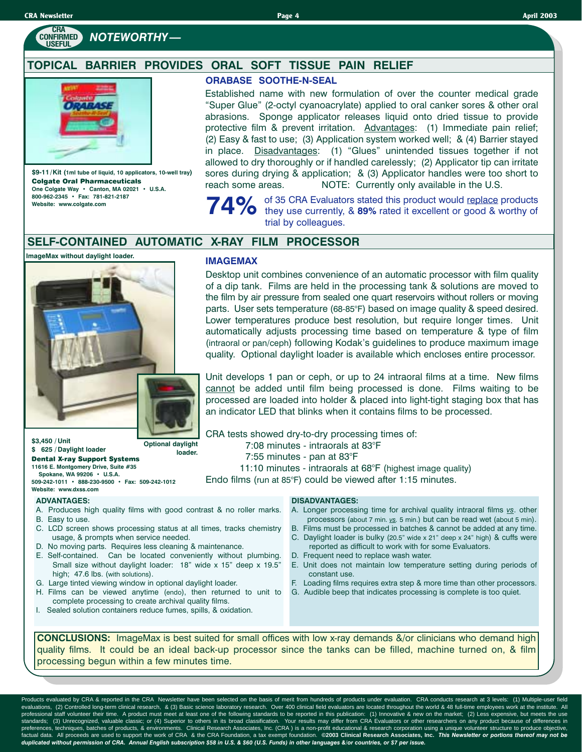**CRA CONFIRMED USEFUL** *NOTEWORTHY—*

## TOPICAL BARRIER PROVIDES ORAL SOFT TISSUE PAIN RELIEF

### ORABASE SOOTHE-N-SEAL

Established name with new formulation of over the counter medical grade "Super Glue" (2-octyl cyanoacrylate) applied to oral canker sores & other oral abrasions. Sponge applicator releases liquid onto dried tissue to provide protective film & prevent irritation. Advantages: (1) Immediate pain relief; (2) Easy & fast to use; (3) Application system worked well; & (4) Barrier stayed in place. Disadvantages: (1) "Glues" unintended tissues together if not allowed to dry thoroughly or if handled carelessly; (2) Applicator tip can irritate sores during drying & application; & (3) Applicator handles were too short to reach some areas. NOTE: Currently only available in the U.S.

**74%** of 35 CRA Evaluators stated this product would replace products they use currently, & **89%** rated it excellent or good & worthy of trial by colleagues.

**$9-11/Kit** (1ml tube of liquid, 10 applicators, 10-well tray)
**Colgate Oral Pharmaceuticals**
One Colgate Way • Canton, MA 02021 • U.S.A.
800-962-2345 • Fax: 781-821-2187
Website: www.colgate.com

## SELF-CONTAINED AUTOMATIC X-RAY FILM PROCESSOR

ImageMax without daylight loader.

### IMAGEMAX

Desktop unit combines convenience of an automatic processor with film quality of a dip tank. Films are held in the processing tank & solutions are moved to the film by air pressure from sealed one quart reservoirs without rollers or moving parts. User sets temperature (68-85°F) based on image quality & speed desired. Lower temperatures produce best resolution, but require longer times. Unit automatically adjusts processing time based on temperature & type of film (intraoral or pan/ceph) following Kodak's guidelines to produce maximum image quality. Optional daylight loader is available which encloses entire processor.

Unit develops 1 pan or ceph, or up to 24 intraoral films at a time. New films cannot be added until film being processed is done. Films waiting to be processed are loaded into holder & placed into light-tight staging box that has an indicator LED that blinks when it contains films to be processed.

CRA tests showed dry-to-dry processing times of:

- 7:08 minutes - intraorals at 83°F
- 7:55 minutes - pan at 83°F
- 11:10 minutes - intraorals at 68°F (highest image quality)

Endo films (run at 85°F) could be viewed after 1:15 minutes.

Optional daylight loader.

**$3,450 / Unit**
**$ 625 / Daylight loader**
**Dental X-ray Support Systems**
11616 E. Montgomery Drive, Suite #35
Spokane, WA 99206 • U.S.A.
509-242-1011 • 888-230-9500 • Fax: 509-242-1012
Website: www.dxss.com

**ADVANTAGES:**

A. Produces high quality films with good contrast & no roller marks.
B. Easy to use.
C. LCD screen shows processing status at all times, tracks chemistry usage, & prompts when service needed.
D. No moving parts. Requires less cleaning & maintenance.
E. Self-contained. Can be located conveniently without plumbing. Small size without daylight loader: 18" wide x 15" deep x 19.5" high; 47.6 lbs. (with solutions).
G. Large tinted viewing window in optional daylight loader.
H. Films can be viewed anytime (endo), then returned to unit to complete processing to create archival quality films.
I. Sealed solution containers reduce fumes, spills, & oxidation.

**DISADVANTAGES:**

A. Longer processing time for archival quality intraoral films *vs.* other processors (about 7 min. *vs.* 5 min.) but can be read wet (about 5 min).
B. Films must be processed in batches & cannot be added at any time.
C. Daylight loader is bulky (20.5" wide x 21" deep x 24" high) & cuffs were reported as difficult to work with for some Evaluators.
D. Frequent need to replace wash water.
E. Unit does not maintain low temperature setting during periods of constant use.
F. Loading films requires extra step & more time than other processors.
G. Audible beep that indicates processing is complete is too quiet.

**CONCLUSIONS:** ImageMax is best suited for small offices with low x-ray demands &/or clinicians who demand high quality films. It could be an ideal back-up processor since the tanks can be filled, machine turned on, & film processing begun within a few minutes time.

Products evaluated by CRA & reported in the CRA Newsletter have been selected on the basis of merit from hundreds of products under evaluation. CRA conducts research at 3 levels: (1) Multiple-user field evaluations, (2) Controlled long-term clinical research, & (3) Basic science laboratory research. Over 400 clinical field evaluators are located throughout the world & 48 full-time employees work at the institute. All professional staff volunteer their time. A product must meet at least one of the following standards to be reported in this publication: (1) Innovative & new on the market; (2) Less expensive, but meets the use standards; (3) Unrecognized, valuable classic; or (4) Superior to others in its broad classification. Your results may differ from CRA Evaluators or other researchers on any product because of differences in preferences, techniques, batches of products, & environments. Clinical Research Associates, Inc. (CRA) is a non-profit educational & research corporation using a unique volunteer structure to produce objective, factual data. All proceeds are used to support the work of CRA & the CRA Foundation, a tax exempt foundation. **©2003 Clinical Research Associates, Inc.** ***This Newsletter or portions thereof may not be duplicated without permission of CRA. Annual English subscription $58 in U.S. & $60 (U.S. Funds) in other languages &/or countries, or $7 per issue.***